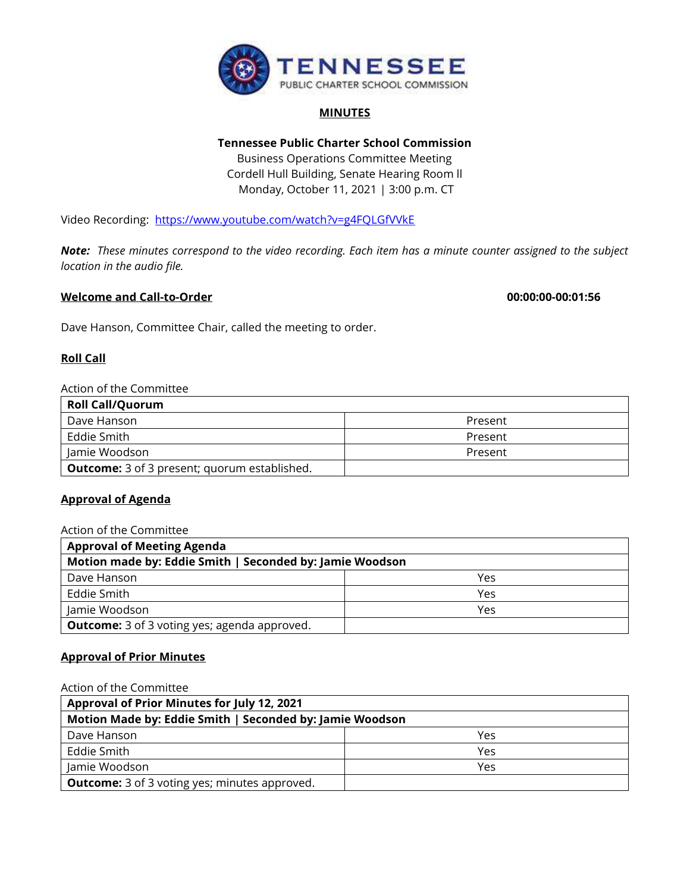# MINUTES

**Tennessee Public Charter School Commission**
Business Operations Committee Meeting
Cordell Hull Building, Senate Hearing Room ll
Monday, October 11, 2021 | 3:00 p.m. CT

Video Recording: [https://www.youtube.com/watch?v=g4FQLGfVVkE](https://www.youtube.com/watch?v=g4FQLGfVVkE)

***Note:*** *These minutes correspond to the video recording. Each item has a minute counter assigned to the subject location in the audio file.*

## Welcome and Call-to-Order 00:00:00-00:01:56

Dave Hanson, Committee Chair, called the meeting to order.

## Roll Call

Action of the Committee

| **Roll Call/Quorum** | |
|---|---|
| Dave Hanson | Present |
| Eddie Smith | Present |
| Jamie Woodson | Present |
| **Outcome:** 3 of 3 present; quorum established. | |

## Approval of Agenda

Action of the Committee

| **Approval of Meeting Agenda** | |
|---|---|
| **Motion made by: Eddie Smith \| Seconded by: Jamie Woodson** | |
| Dave Hanson | Yes |
| Eddie Smith | Yes |
| Jamie Woodson | Yes |
| **Outcome:** 3 of 3 voting yes; agenda approved. | |

## Approval of Prior Minutes

Action of the Committee

| **Approval of Prior Minutes for July 12, 2021** | |
|---|---|
| **Motion Made by: Eddie Smith \| Seconded by: Jamie Woodson** | |
| Dave Hanson | Yes |
| Eddie Smith | Yes |
| Jamie Woodson | Yes |
| **Outcome:** 3 of 3 voting yes; minutes approved. | |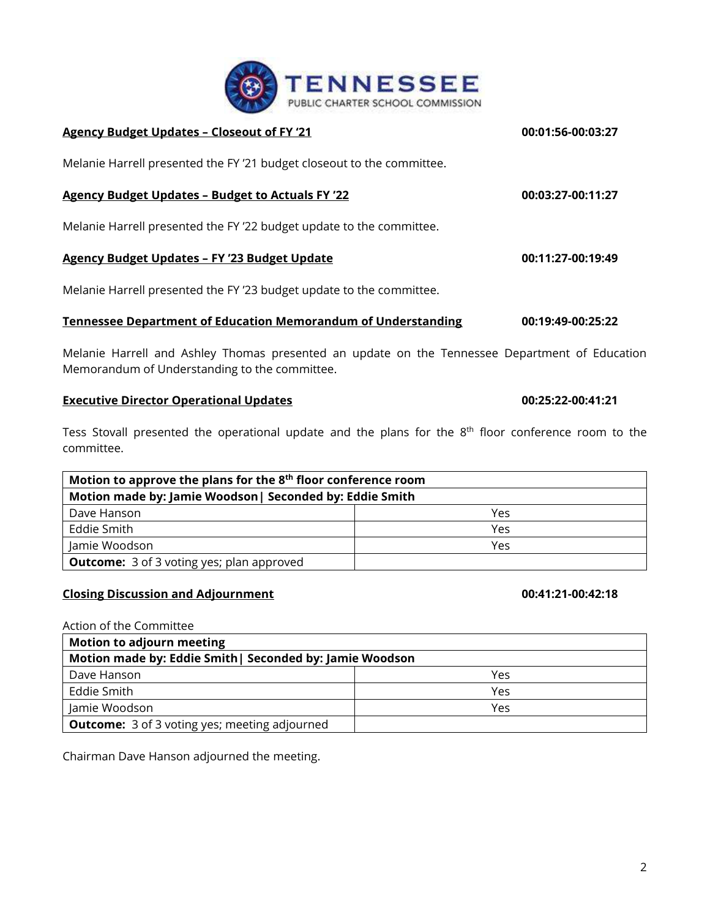**Agency Budget Updates – Closeout of FY '21** **00:01:56-00:03:27**

Melanie Harrell presented the FY '21 budget closeout to the committee.

**Agency Budget Updates – Budget to Actuals FY '22** **00:03:27-00:11:27**

Melanie Harrell presented the FY '22 budget update to the committee.

**Agency Budget Updates – FY '23 Budget Update** **00:11:27-00:19:49**

Melanie Harrell presented the FY '23 budget update to the committee.

**Tennessee Department of Education Memorandum of Understanding** **00:19:49-00:25:22**

Melanie Harrell and Ashley Thomas presented an update on the Tennessee Department of Education Memorandum of Understanding to the committee.

**Executive Director Operational Updates** **00:25:22-00:41:21**

Tess Stovall presented the operational update and the plans for the 8th floor conference room to the committee.

| **Motion to approve the plans for the 8th floor conference room** | |
|---|---|
| **Motion made by: Jamie Woodson\| Seconded by: Eddie Smith** | |
| Dave Hanson | Yes |
| Eddie Smith | Yes |
| Jamie Woodson | Yes |
| **Outcome:** 3 of 3 voting yes; plan approved | |

**Closing Discussion and Adjournment** **00:41:21-00:42:18**

Action of the Committee

| **Motion to adjourn meeting** | |
|---|---|
| **Motion made by: Eddie Smith\| Seconded by: Jamie Woodson** | |
| Dave Hanson | Yes |
| Eddie Smith | Yes |
| Jamie Woodson | Yes |
| **Outcome:** 3 of 3 voting yes; meeting adjourned | |

Chairman Dave Hanson adjourned the meeting.